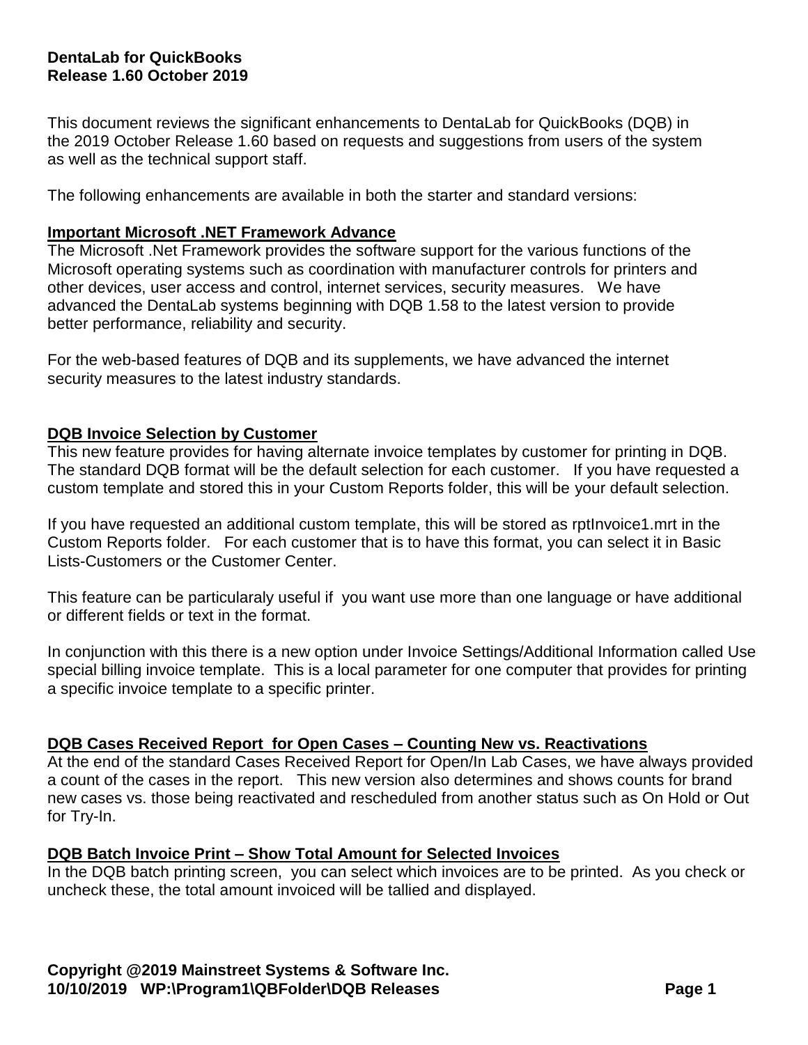**DentaLab for QuickBooks**
**Release 1.60 October 2019**

This document reviews the significant enhancements to DentaLab for QuickBooks (DQB) in the 2019 October Release 1.60 based on requests and suggestions from users of the system as well as the technical support staff.

The following enhancements are available in both the starter and standard versions:

## Important Microsoft .NET Framework Advance

The Microsoft .Net Framework provides the software support for the various functions of the Microsoft operating systems such as coordination with manufacturer controls for printers and other devices, user access and control, internet services, security measures. We have advanced the DentaLab systems beginning with DQB 1.58 to the latest version to provide better performance, reliability and security.

For the web-based features of DQB and its supplements, we have advanced the internet security measures to the latest industry standards.

## DQB Invoice Selection by Customer

This new feature provides for having alternate invoice templates by customer for printing in DQB. The standard DQB format will be the default selection for each customer. If you have requested a custom template and stored this in your Custom Reports folder, this will be your default selection.

If you have requested an additional custom template, this will be stored as rptInvoice1.mrt in the Custom Reports folder. For each customer that is to have this format, you can select it in Basic Lists-Customers or the Customer Center.

This feature can be particularaly useful if you want use more than one language or have additional or different fields or text in the format.

In conjunction with this there is a new option under Invoice Settings/Additional Information called Use special billing invoice template. This is a local parameter for one computer that provides for printing a specific invoice template to a specific printer.

## DQB Cases Received Report for Open Cases – Counting New vs. Reactivations

At the end of the standard Cases Received Report for Open/In Lab Cases, we have always provided a count of the cases in the report. This new version also determines and shows counts for brand new cases vs. those being reactivated and rescheduled from another status such as On Hold or Out for Try-In.

## DQB Batch Invoice Print – Show Total Amount for Selected Invoices

In the DQB batch printing screen, you can select which invoices are to be printed. As you check or uncheck these, the total amount invoiced will be tallied and displayed.

**Copyright @2019 Mainstreet Systems & Software Inc.**
**10/10/2019 WP:\Program1\QBFolder\DQB Releases**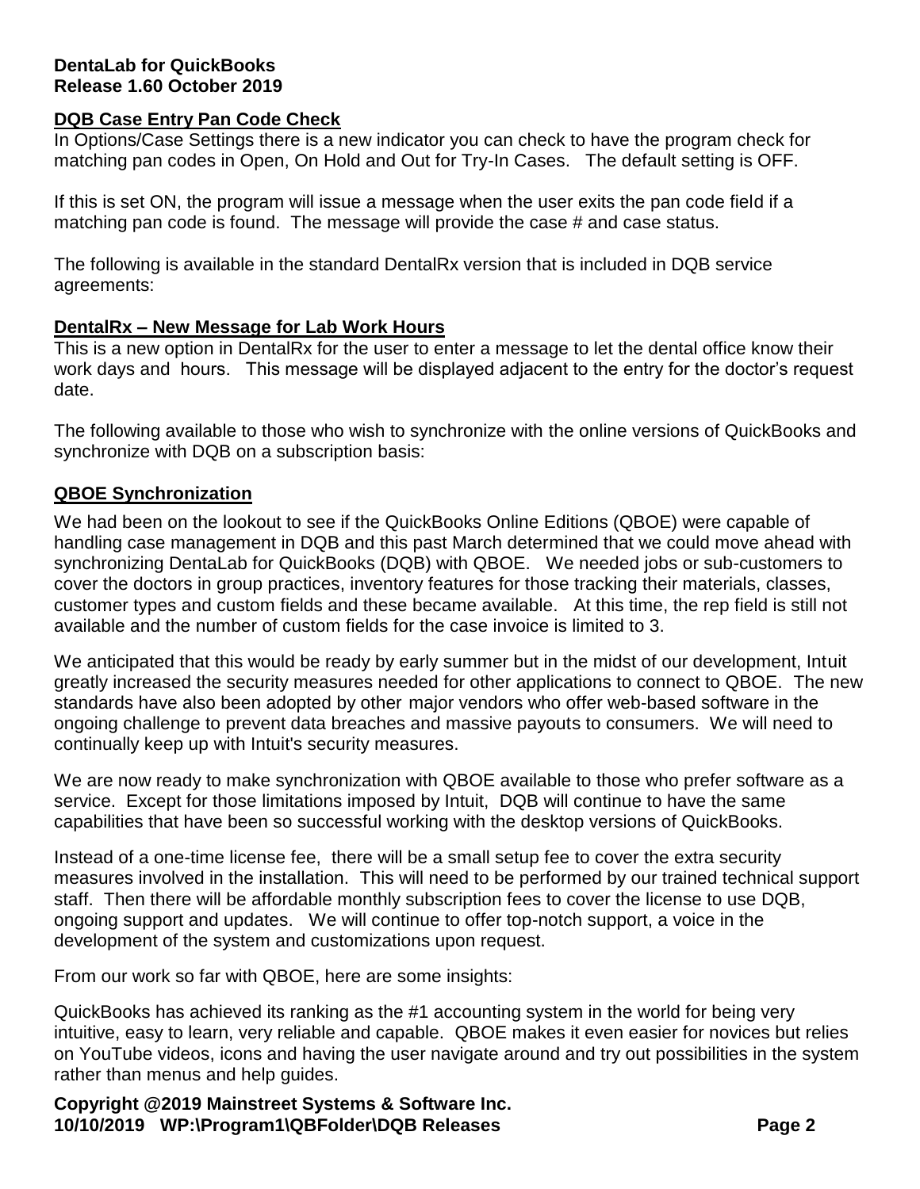**DentaLab for QuickBooks**
**Release 1.60 October 2019**

## DQB Case Entry Pan Code Check

In Options/Case Settings there is a new indicator you can check to have the program check for matching pan codes in Open, On Hold and Out for Try-In Cases. The default setting is OFF.

If this is set ON, the program will issue a message when the user exits the pan code field if a matching pan code is found. The message will provide the case # and case status.

The following is available in the standard DentalRx version that is included in DQB service agreements:

## DentalRx – New Message for Lab Work Hours

This is a new option in DentalRx for the user to enter a message to let the dental office know their work days and hours. This message will be displayed adjacent to the entry for the doctor's request date.

The following available to those who wish to synchronize with the online versions of QuickBooks and synchronize with DQB on a subscription basis:

## QBOE Synchronization

We had been on the lookout to see if the QuickBooks Online Editions (QBOE) were capable of handling case management in DQB and this past March determined that we could move ahead with synchronizing DentaLab for QuickBooks (DQB) with QBOE. We needed jobs or sub-customers to cover the doctors in group practices, inventory features for those tracking their materials, classes, customer types and custom fields and these became available. At this time, the rep field is still not available and the number of custom fields for the case invoice is limited to 3.

We anticipated that this would be ready by early summer but in the midst of our development, Intuit greatly increased the security measures needed for other applications to connect to QBOE. The new standards have also been adopted by other major vendors who offer web-based software in the ongoing challenge to prevent data breaches and massive payouts to consumers. We will need to continually keep up with Intuit's security measures.

We are now ready to make synchronization with QBOE available to those who prefer software as a service. Except for those limitations imposed by Intuit, DQB will continue to have the same capabilities that have been so successful working with the desktop versions of QuickBooks.

Instead of a one-time license fee, there will be a small setup fee to cover the extra security measures involved in the installation. This will need to be performed by our trained technical support staff. Then there will be affordable monthly subscription fees to cover the license to use DQB, ongoing support and updates. We will continue to offer top-notch support, a voice in the development of the system and customizations upon request.

From our work so far with QBOE, here are some insights:

QuickBooks has achieved its ranking as the #1 accounting system in the world for being very intuitive, easy to learn, very reliable and capable. QBOE makes it even easier for novices but relies on YouTube videos, icons and having the user navigate around and try out possibilities in the system rather than menus and help guides.

**Copyright @2019 Mainstreet Systems & Software Inc.**
**10/10/2019 WP:\Program1\QBFolder\DQB Releases**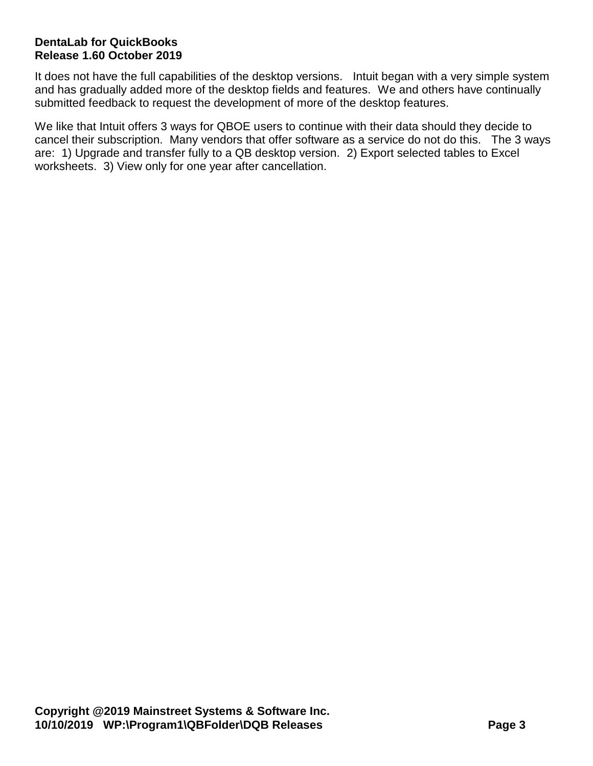It does not have the full capabilities of the desktop versions.   Intuit began with a very simple system and has gradually added more of the desktop fields and features.  We and others have continually submitted feedback to request the development of more of the desktop features.

We like that Intuit offers 3 ways for QBOE users to continue with their data should they decide to cancel their subscription.  Many vendors that offer software as a service do not do this.   The 3 ways are:  1) Upgrade and transfer fully to a QB desktop version.  2) Export selected tables to Excel worksheets.  3) View only for one year after cancellation.